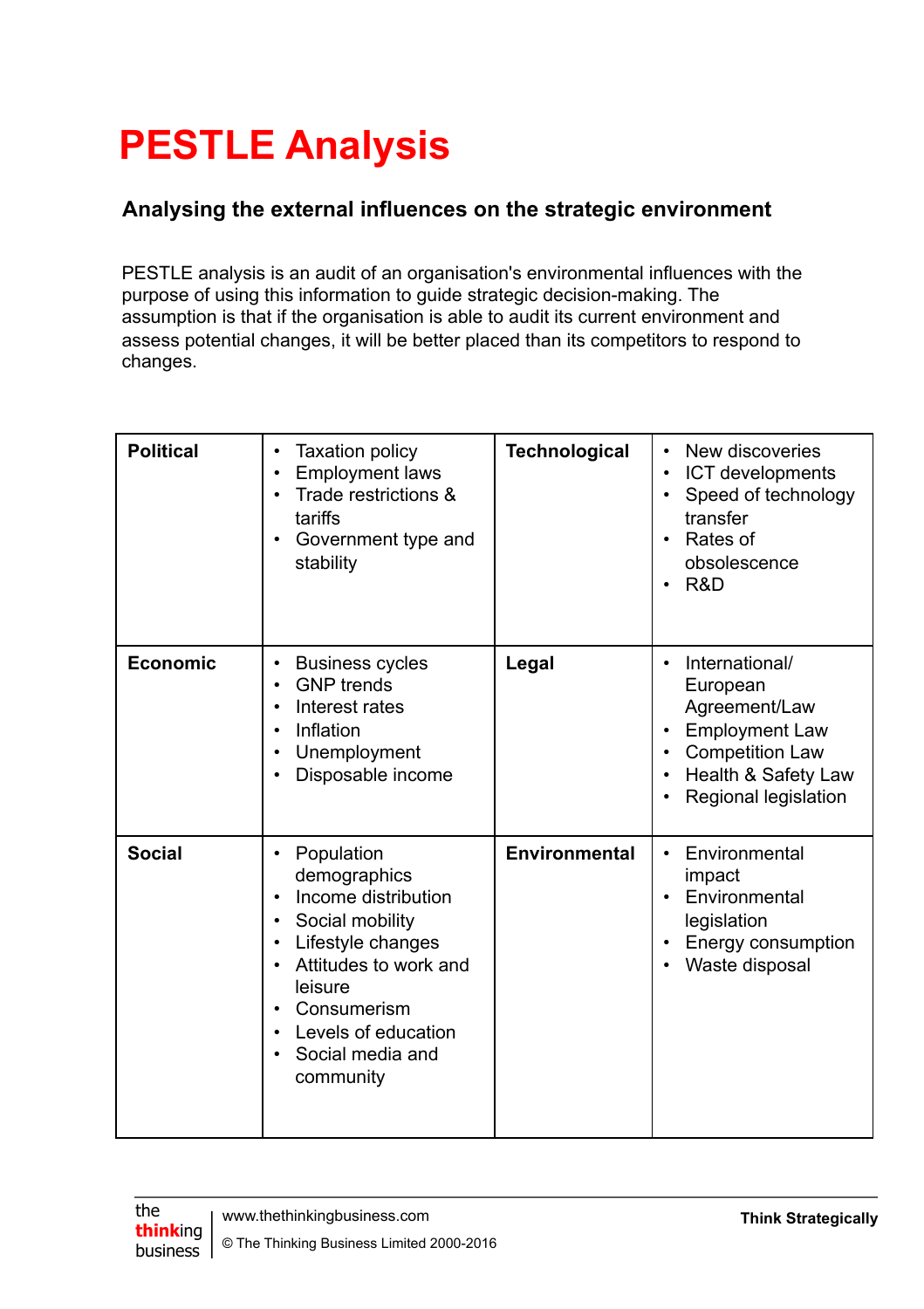# PESTLE Analysis

### Analysing the external influences on the strategic environment

PESTLE analysis is an audit of an organisation's environmental influences with the purpose of using this information to guide strategic decision-making. The assumption is that if the organisation is able to audit its current environment and assess potential changes, it will be better placed than its competitors to respond to changes.

| **Political** | • Taxation policy<br>• Employment laws<br>• Trade restrictions & tariffs<br>• Government type and stability | **Technological** | • New discoveries<br>• ICT developments<br>• Speed of technology transfer<br>• Rates of obsolescence<br>• R&D |
|---|---|---|---|
| **Economic** | • Business cycles<br>• GNP trends<br>• Interest rates<br>• Inflation<br>• Unemployment<br>• Disposable income | **Legal** | • International/ European Agreement/Law<br>• Employment Law<br>• Competition Law<br>• Health & Safety Law<br>• Regional legislation |
| **Social** | • Population demographics<br>• Income distribution<br>• Social mobility<br>• Lifestyle changes<br>• Attitudes to work and leisure<br>• Consumerism<br>• Levels of education<br>• Social media and community | **Environmental** | • Environmental impact<br>• Environmental legislation<br>• Energy consumption<br>• Waste disposal |

the thinking business | www.thethinkingbusiness.com

© The Thinking Business Limited 2000-2016

**Think Strategically**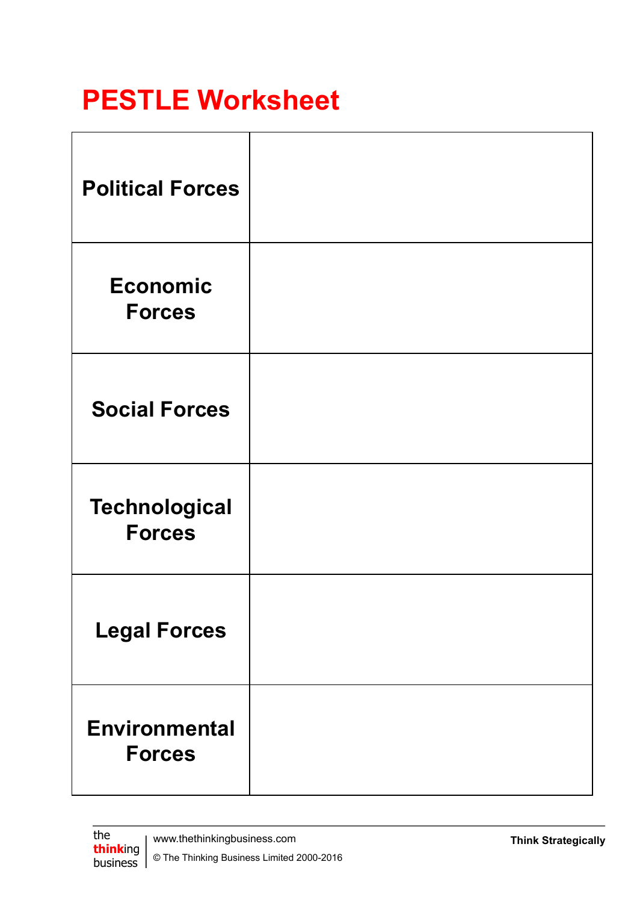# PESTLE Worksheet

| | |
|---|---|
| **Political Forces** | |
| **Economic Forces** | |
| **Social Forces** | |
| **Technological Forces** | |
| **Legal Forces** | |
| **Environmental Forces** | |